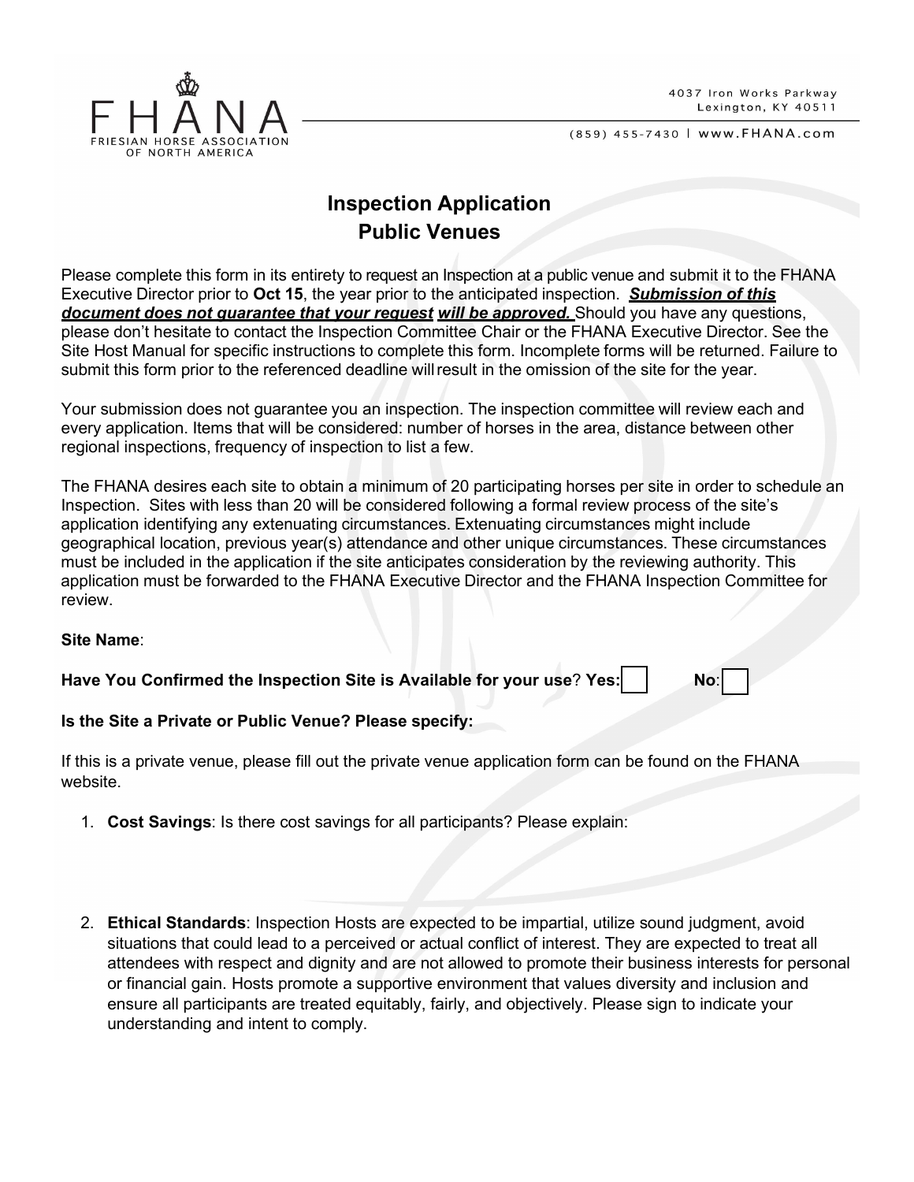FHANA
FRIESIAN HORSE ASSOCIATION
OF NORTH AMERICA

4037 Iron Works Parkway
Lexington, KY 40511

(859) 455-7430 | www.FHANA.com

# Inspection Application
## Public Venues

Please complete this form in its entirety to request an Inspection at a public venue and submit it to the FHANA Executive Director prior to **Oct 15**, the year prior to the anticipated inspection. ***Submission of this document does not guarantee that your request will be approved.*** Should you have any questions, please don't hesitate to contact the Inspection Committee Chair or the FHANA Executive Director. See the Site Host Manual for specific instructions to complete this form. Incomplete forms will be returned. Failure to submit this form prior to the referenced deadline will result in the omission of the site for the year.

Your submission does not guarantee you an inspection. The inspection committee will review each and every application. Items that will be considered: number of horses in the area, distance between other regional inspections, frequency of inspection to list a few.

The FHANA desires each site to obtain a minimum of 20 participating horses per site in order to schedule an Inspection. Sites with less than 20 will be considered following a formal review process of the site's application identifying any extenuating circumstances. Extenuating circumstances might include geographical location, previous year(s) attendance and other unique circumstances. These circumstances must be included in the application if the site anticipates consideration by the reviewing authority. This application must be forwarded to the FHANA Executive Director and the FHANA Inspection Committee for review.

**Site Name**:

**Have You Confirmed the Inspection Site is Available for your use**? **Yes:** ☐ **No**: ☐

**Is the Site a Private or Public Venue? Please specify:**

If this is a private venue, please fill out the private venue application form can be found on the FHANA website.

1. **Cost Savings**: Is there cost savings for all participants? Please explain:

2. **Ethical Standards**: Inspection Hosts are expected to be impartial, utilize sound judgment, avoid situations that could lead to a perceived or actual conflict of interest. They are expected to treat all attendees with respect and dignity and are not allowed to promote their business interests for personal or financial gain. Hosts promote a supportive environment that values diversity and inclusion and ensure all participants are treated equitably, fairly, and objectively. Please sign to indicate your understanding and intent to comply.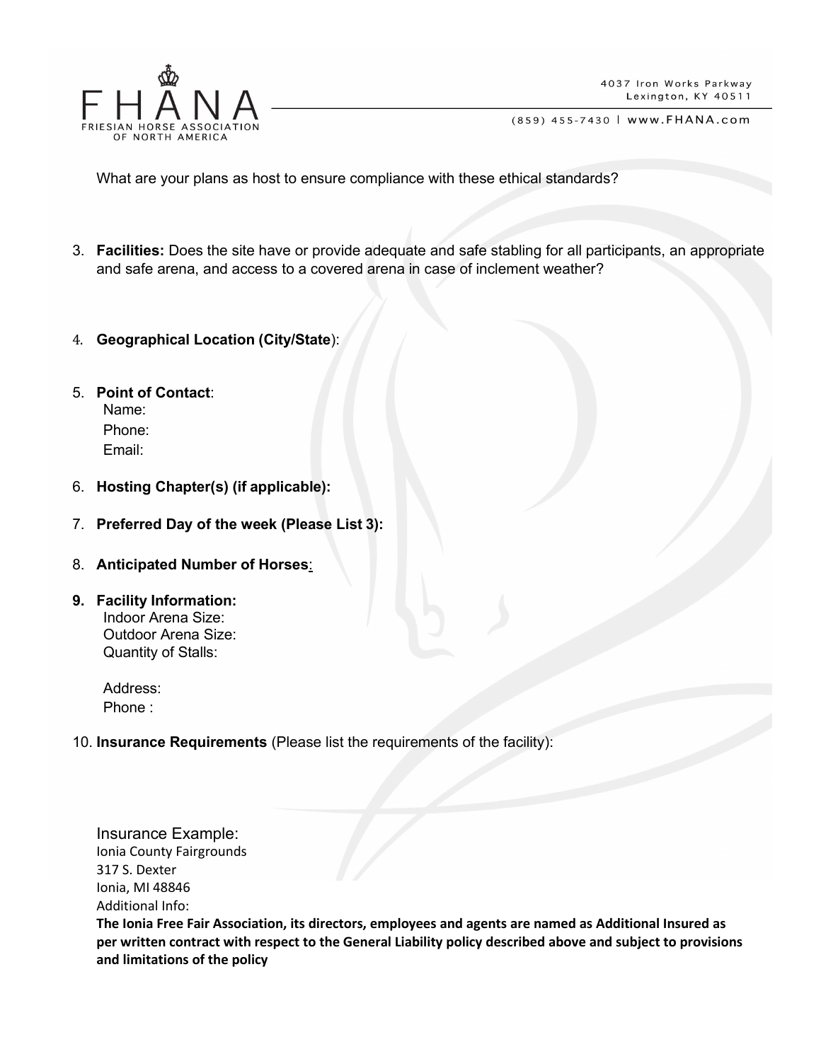What are your plans as host to ensure compliance with these ethical standards?

3. **Facilities:** Does the site have or provide adequate and safe stabling for all participants, an appropriate and safe arena, and access to a covered arena in case of inclement weather?

4. **Geographical Location (City/State**):

5. **Point of Contact**:
   Name:
   Phone:
   Email:

6. **Hosting Chapter(s) (if applicable):**

7. **Preferred Day of the week (Please List 3):**

8. **Anticipated Number of Horses**:

9. **Facility Information:**
   Indoor Arena Size:
   Outdoor Arena Size:
   Quantity of Stalls:

   Address:
   Phone :

10. **Insurance Requirements** (Please list the requirements of the facility):

Insurance Example:
Ionia County Fairgrounds
317 S. Dexter
Ionia, MI 48846
Additional Info:
**The Ionia Free Fair Association, its directors, employees and agents are named as Additional Insured as per written contract with respect to the General Liability policy described above and subject to provisions and limitations of the policy**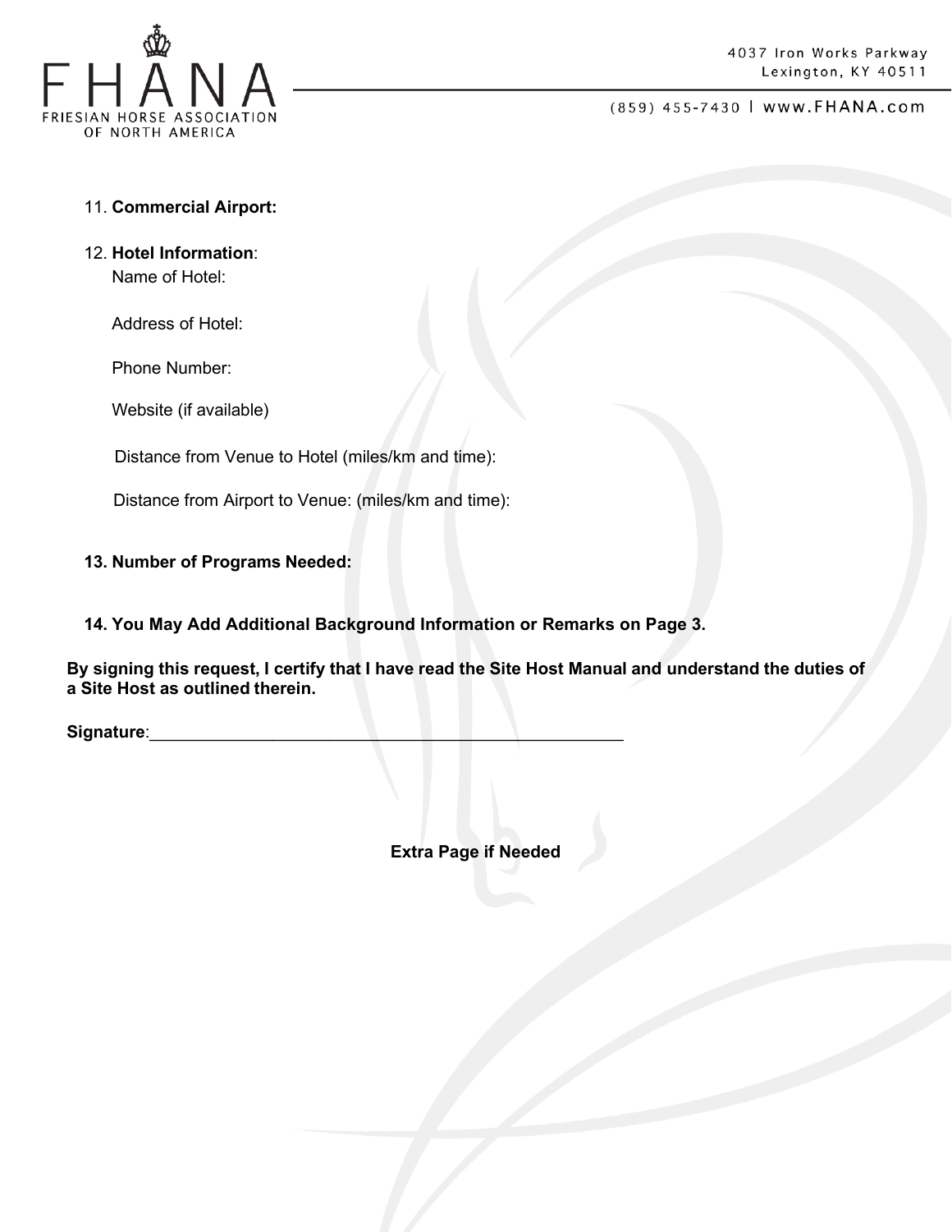11. **Commercial Airport:**

12. **Hotel Information**:
    Name of Hotel:

    Address of Hotel:

    Phone Number:

    Website (if available)

    Distance from Venue to Hotel (miles/km and time):

    Distance from Airport to Venue: (miles/km and time):

**13. Number of Programs Needed:**

**14. You May Add Additional Background Information or Remarks on Page 3.**

**By signing this request, I certify that I have read the Site Host Manual and understand the duties of a Site Host as outlined therein.**

**Signature**:\_\_\_\_\_\_\_\_\_\_\_\_\_\_\_\_\_\_\_\_\_\_\_\_\_\_\_\_\_\_\_\_\_\_\_\_\_\_\_\_\_\_\_\_\_\_\_\_\_\_

**Extra Page if Needed**